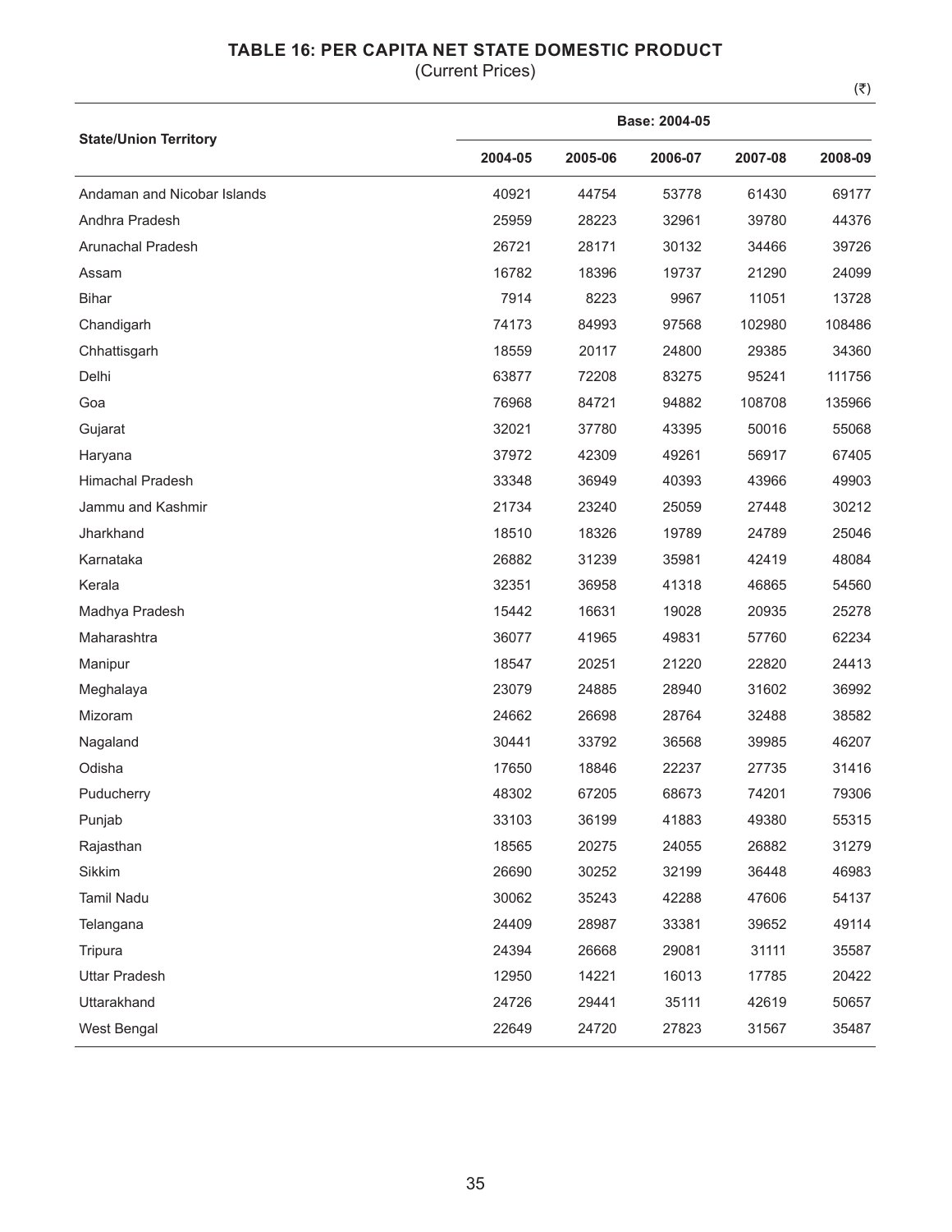## TABLE 16: PER CAPITA NET STATE DOMESTIC PRODUCT

(Current Prices)

(₹)

| State/Union Territory | Base: 2004-05 | | | | |
|---|---|---|---|---|---|
| | 2004-05 | 2005-06 | 2006-07 | 2007-08 | 2008-09 |
| Andaman and Nicobar Islands | 40921 | 44754 | 53778 | 61430 | 69177 |
| Andhra Pradesh | 25959 | 28223 | 32961 | 39780 | 44376 |
| Arunachal Pradesh | 26721 | 28171 | 30132 | 34466 | 39726 |
| Assam | 16782 | 18396 | 19737 | 21290 | 24099 |
| Bihar | 7914 | 8223 | 9967 | 11051 | 13728 |
| Chandigarh | 74173 | 84993 | 97568 | 102980 | 108486 |
| Chhattisgarh | 18559 | 20117 | 24800 | 29385 | 34360 |
| Delhi | 63877 | 72208 | 83275 | 95241 | 111756 |
| Goa | 76968 | 84721 | 94882 | 108708 | 135966 |
| Gujarat | 32021 | 37780 | 43395 | 50016 | 55068 |
| Haryana | 37972 | 42309 | 49261 | 56917 | 67405 |
| Himachal Pradesh | 33348 | 36949 | 40393 | 43966 | 49903 |
| Jammu and Kashmir | 21734 | 23240 | 25059 | 27448 | 30212 |
| Jharkhand | 18510 | 18326 | 19789 | 24789 | 25046 |
| Karnataka | 26882 | 31239 | 35981 | 42419 | 48084 |
| Kerala | 32351 | 36958 | 41318 | 46865 | 54560 |
| Madhya Pradesh | 15442 | 16631 | 19028 | 20935 | 25278 |
| Maharashtra | 36077 | 41965 | 49831 | 57760 | 62234 |
| Manipur | 18547 | 20251 | 21220 | 22820 | 24413 |
| Meghalaya | 23079 | 24885 | 28940 | 31602 | 36992 |
| Mizoram | 24662 | 26698 | 28764 | 32488 | 38582 |
| Nagaland | 30441 | 33792 | 36568 | 39985 | 46207 |
| Odisha | 17650 | 18846 | 22237 | 27735 | 31416 |
| Puducherry | 48302 | 67205 | 68673 | 74201 | 79306 |
| Punjab | 33103 | 36199 | 41883 | 49380 | 55315 |
| Rajasthan | 18565 | 20275 | 24055 | 26882 | 31279 |
| Sikkim | 26690 | 30252 | 32199 | 36448 | 46983 |
| Tamil Nadu | 30062 | 35243 | 42288 | 47606 | 54137 |
| Telangana | 24409 | 28987 | 33381 | 39652 | 49114 |
| Tripura | 24394 | 26668 | 29081 | 31111 | 35587 |
| Uttar Pradesh | 12950 | 14221 | 16013 | 17785 | 20422 |
| Uttarakhand | 24726 | 29441 | 35111 | 42619 | 50657 |
| West Bengal | 22649 | 24720 | 27823 | 31567 | 35487 |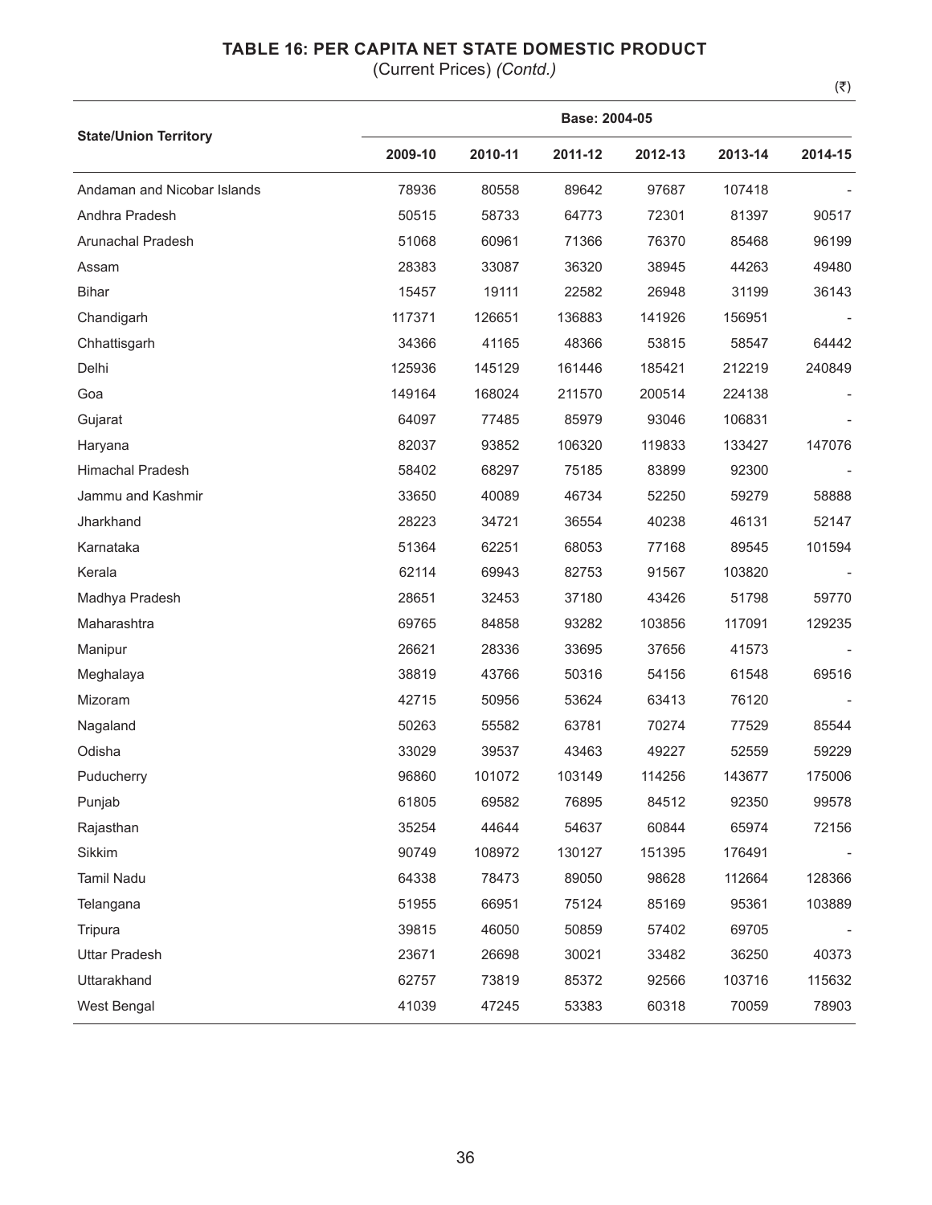# TABLE 16: PER CAPITA NET STATE DOMESTIC PRODUCT

(Current Prices) *(Contd.)*

(₹)

| State/Union Territory | Base: 2004-05 | | | | | |
|---|---|---|---|---|---|---|
| | 2009-10 | 2010-11 | 2011-12 | 2012-13 | 2013-14 | 2014-15 |
| Andaman and Nicobar Islands | 78936 | 80558 | 89642 | 97687 | 107418 | - |
| Andhra Pradesh | 50515 | 58733 | 64773 | 72301 | 81397 | 90517 |
| Arunachal Pradesh | 51068 | 60961 | 71366 | 76370 | 85468 | 96199 |
| Assam | 28383 | 33087 | 36320 | 38945 | 44263 | 49480 |
| Bihar | 15457 | 19111 | 22582 | 26948 | 31199 | 36143 |
| Chandigarh | 117371 | 126651 | 136883 | 141926 | 156951 | - |
| Chhattisgarh | 34366 | 41165 | 48366 | 53815 | 58547 | 64442 |
| Delhi | 125936 | 145129 | 161446 | 185421 | 212219 | 240849 |
| Goa | 149164 | 168024 | 211570 | 200514 | 224138 | - |
| Gujarat | 64097 | 77485 | 85979 | 93046 | 106831 | - |
| Haryana | 82037 | 93852 | 106320 | 119833 | 133427 | 147076 |
| Himachal Pradesh | 58402 | 68297 | 75185 | 83899 | 92300 | - |
| Jammu and Kashmir | 33650 | 40089 | 46734 | 52250 | 59279 | 58888 |
| Jharkhand | 28223 | 34721 | 36554 | 40238 | 46131 | 52147 |
| Karnataka | 51364 | 62251 | 68053 | 77168 | 89545 | 101594 |
| Kerala | 62114 | 69943 | 82753 | 91567 | 103820 | - |
| Madhya Pradesh | 28651 | 32453 | 37180 | 43426 | 51798 | 59770 |
| Maharashtra | 69765 | 84858 | 93282 | 103856 | 117091 | 129235 |
| Manipur | 26621 | 28336 | 33695 | 37656 | 41573 | - |
| Meghalaya | 38819 | 43766 | 50316 | 54156 | 61548 | 69516 |
| Mizoram | 42715 | 50956 | 53624 | 63413 | 76120 | - |
| Nagaland | 50263 | 55582 | 63781 | 70274 | 77529 | 85544 |
| Odisha | 33029 | 39537 | 43463 | 49227 | 52559 | 59229 |
| Puducherry | 96860 | 101072 | 103149 | 114256 | 143677 | 175006 |
| Punjab | 61805 | 69582 | 76895 | 84512 | 92350 | 99578 |
| Rajasthan | 35254 | 44644 | 54637 | 60844 | 65974 | 72156 |
| Sikkim | 90749 | 108972 | 130127 | 151395 | 176491 | - |
| Tamil Nadu | 64338 | 78473 | 89050 | 98628 | 112664 | 128366 |
| Telangana | 51955 | 66951 | 75124 | 85169 | 95361 | 103889 |
| Tripura | 39815 | 46050 | 50859 | 57402 | 69705 | - |
| Uttar Pradesh | 23671 | 26698 | 30021 | 33482 | 36250 | 40373 |
| Uttarakhand | 62757 | 73819 | 85372 | 92566 | 103716 | 115632 |
| West Bengal | 41039 | 47245 | 53383 | 60318 | 70059 | 78903 |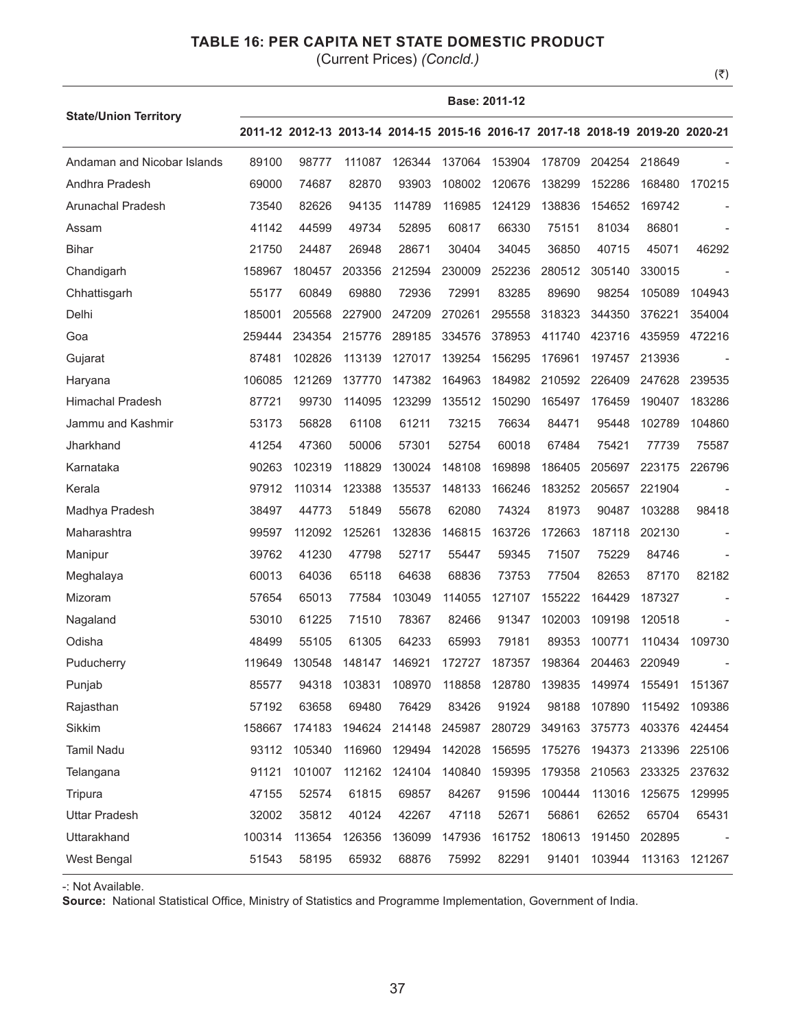# TABLE 16: PER CAPITA NET STATE DOMESTIC PRODUCT

(Current Prices) *(Concld.)*

(₹)

| State/Union Territory | Base: 2011-12 | | | | | | | | | |
|---|---|---|---|---|---|---|---|---|---|---|
| | 2011-12 | 2012-13 | 2013-14 | 2014-15 | 2015-16 | 2016-17 | 2017-18 | 2018-19 | 2019-20 | 2020-21 |
| Andaman and Nicobar Islands | 89100 | 98777 | 111087 | 126344 | 137064 | 153904 | 178709 | 204254 | 218649 | - |
| Andhra Pradesh | 69000 | 74687 | 82870 | 93903 | 108002 | 120676 | 138299 | 152286 | 168480 | 170215 |
| Arunachal Pradesh | 73540 | 82626 | 94135 | 114789 | 116985 | 124129 | 138836 | 154652 | 169742 | - |
| Assam | 41142 | 44599 | 49734 | 52895 | 60817 | 66330 | 75151 | 81034 | 86801 | - |
| Bihar | 21750 | 24487 | 26948 | 28671 | 30404 | 34045 | 36850 | 40715 | 45071 | 46292 |
| Chandigarh | 158967 | 180457 | 203356 | 212594 | 230009 | 252236 | 280512 | 305140 | 330015 | - |
| Chhattisgarh | 55177 | 60849 | 69880 | 72936 | 72991 | 83285 | 89690 | 98254 | 105089 | 104943 |
| Delhi | 185001 | 205568 | 227900 | 247209 | 270261 | 295558 | 318323 | 344350 | 376221 | 354004 |
| Goa | 259444 | 234354 | 215776 | 289185 | 334576 | 378953 | 411740 | 423716 | 435959 | 472216 |
| Gujarat | 87481 | 102826 | 113139 | 127017 | 139254 | 156295 | 176961 | 197457 | 213936 | - |
| Haryana | 106085 | 121269 | 137770 | 147382 | 164963 | 184982 | 210592 | 226409 | 247628 | 239535 |
| Himachal Pradesh | 87721 | 99730 | 114095 | 123299 | 135512 | 150290 | 165497 | 176459 | 190407 | 183286 |
| Jammu and Kashmir | 53173 | 56828 | 61108 | 61211 | 73215 | 76634 | 84471 | 95448 | 102789 | 104860 |
| Jharkhand | 41254 | 47360 | 50006 | 57301 | 52754 | 60018 | 67484 | 75421 | 77739 | 75587 |
| Karnataka | 90263 | 102319 | 118829 | 130024 | 148108 | 169898 | 186405 | 205697 | 223175 | 226796 |
| Kerala | 97912 | 110314 | 123388 | 135537 | 148133 | 166246 | 183252 | 205657 | 221904 | - |
| Madhya Pradesh | 38497 | 44773 | 51849 | 55678 | 62080 | 74324 | 81973 | 90487 | 103288 | 98418 |
| Maharashtra | 99597 | 112092 | 125261 | 132836 | 146815 | 163726 | 172663 | 187118 | 202130 | - |
| Manipur | 39762 | 41230 | 47798 | 52717 | 55447 | 59345 | 71507 | 75229 | 84746 | - |
| Meghalaya | 60013 | 64036 | 65118 | 64638 | 68836 | 73753 | 77504 | 82653 | 87170 | 82182 |
| Mizoram | 57654 | 65013 | 77584 | 103049 | 114055 | 127107 | 155222 | 164429 | 187327 | - |
| Nagaland | 53010 | 61225 | 71510 | 78367 | 82466 | 91347 | 102003 | 109198 | 120518 | - |
| Odisha | 48499 | 55105 | 61305 | 64233 | 65993 | 79181 | 89353 | 100771 | 110434 | 109730 |
| Puducherry | 119649 | 130548 | 148147 | 146921 | 172727 | 187357 | 198364 | 204463 | 220949 | - |
| Punjab | 85577 | 94318 | 103831 | 108970 | 118858 | 128780 | 139835 | 149974 | 155491 | 151367 |
| Rajasthan | 57192 | 63658 | 69480 | 76429 | 83426 | 91924 | 98188 | 107890 | 115492 | 109386 |
| Sikkim | 158667 | 174183 | 194624 | 214148 | 245987 | 280729 | 349163 | 375773 | 403376 | 424454 |
| Tamil Nadu | 93112 | 105340 | 116960 | 129494 | 142028 | 156595 | 175276 | 194373 | 213396 | 225106 |
| Telangana | 91121 | 101007 | 112162 | 124104 | 140840 | 159395 | 179358 | 210563 | 233325 | 237632 |
| Tripura | 47155 | 52574 | 61815 | 69857 | 84267 | 91596 | 100444 | 113016 | 125675 | 129995 |
| Uttar Pradesh | 32002 | 35812 | 40124 | 42267 | 47118 | 52671 | 56861 | 62652 | 65704 | 65431 |
| Uttarakhand | 100314 | 113654 | 126356 | 136099 | 147936 | 161752 | 180613 | 191450 | 202895 | - |
| West Bengal | 51543 | 58195 | 65932 | 68876 | 75992 | 82291 | 91401 | 103944 | 113163 | 121267 |

-: Not Available.

**Source:** National Statistical Office, Ministry of Statistics and Programme Implementation, Government of India.